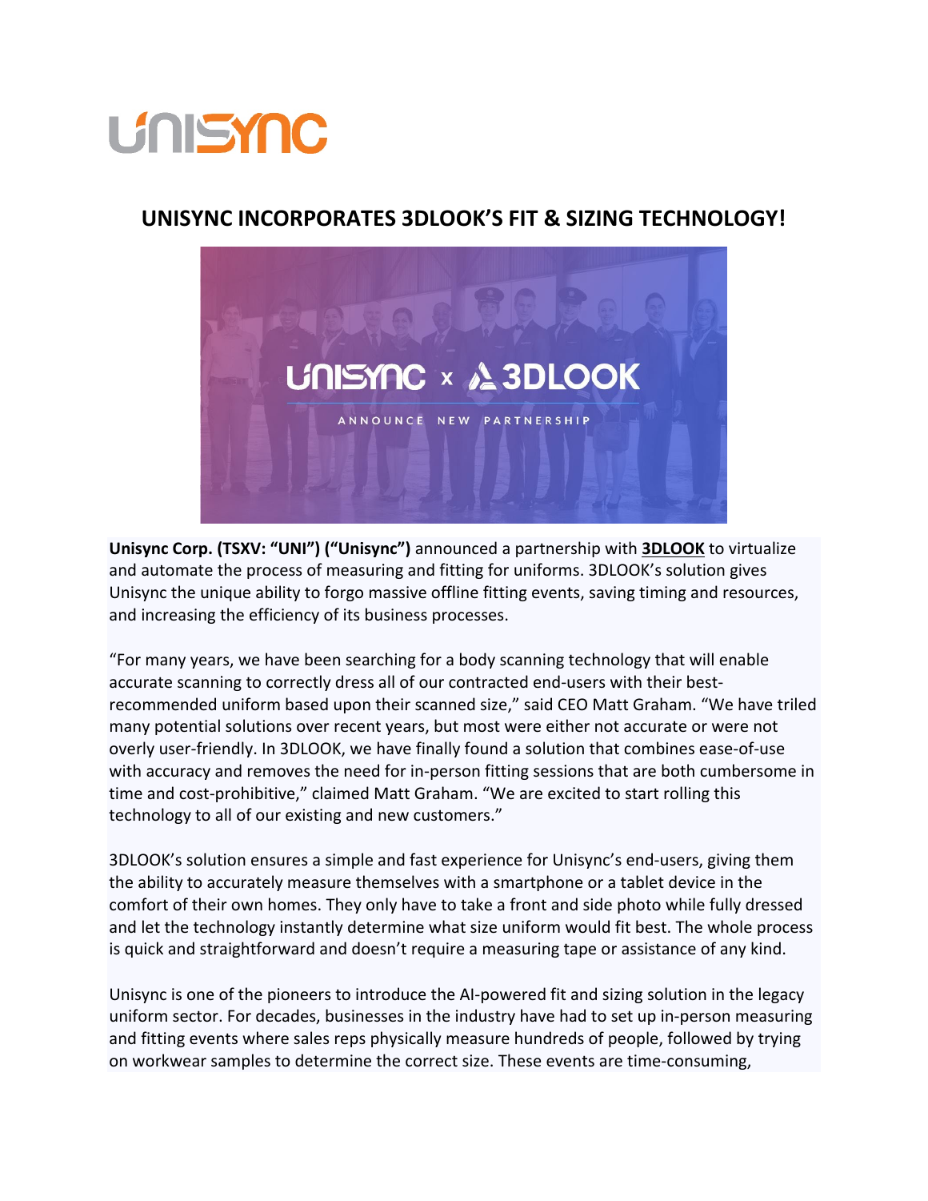# UNISYNC INCORPORATES 3DLOOK'S FIT & SIZING TECHNOLOGY!

**Unisync Corp. (TSXV: "UNI") ("Unisync")** announced a partnership with **3DLOOK** to virtualize and automate the process of measuring and fitting for uniforms. 3DLOOK's solution gives Unisync the unique ability to forgo massive offline fitting events, saving timing and resources, and increasing the efficiency of its business processes.

"For many years, we have been searching for a body scanning technology that will enable accurate scanning to correctly dress all of our contracted end-users with their best-recommended uniform based upon their scanned size," said CEO Matt Graham. "We have triled many potential solutions over recent years, but most were either not accurate or were not overly user-friendly. In 3DLOOK, we have finally found a solution that combines ease-of-use with accuracy and removes the need for in-person fitting sessions that are both cumbersome in time and cost-prohibitive," claimed Matt Graham. "We are excited to start rolling this technology to all of our existing and new customers."

3DLOOK's solution ensures a simple and fast experience for Unisync's end-users, giving them the ability to accurately measure themselves with a smartphone or a tablet device in the comfort of their own homes. They only have to take a front and side photo while fully dressed and let the technology instantly determine what size uniform would fit best. The whole process is quick and straightforward and doesn't require a measuring tape or assistance of any kind.

Unisync is one of the pioneers to introduce the AI-powered fit and sizing solution in the legacy uniform sector. For decades, businesses in the industry have had to set up in-person measuring and fitting events where sales reps physically measure hundreds of people, followed by trying on workwear samples to determine the correct size. These events are time-consuming,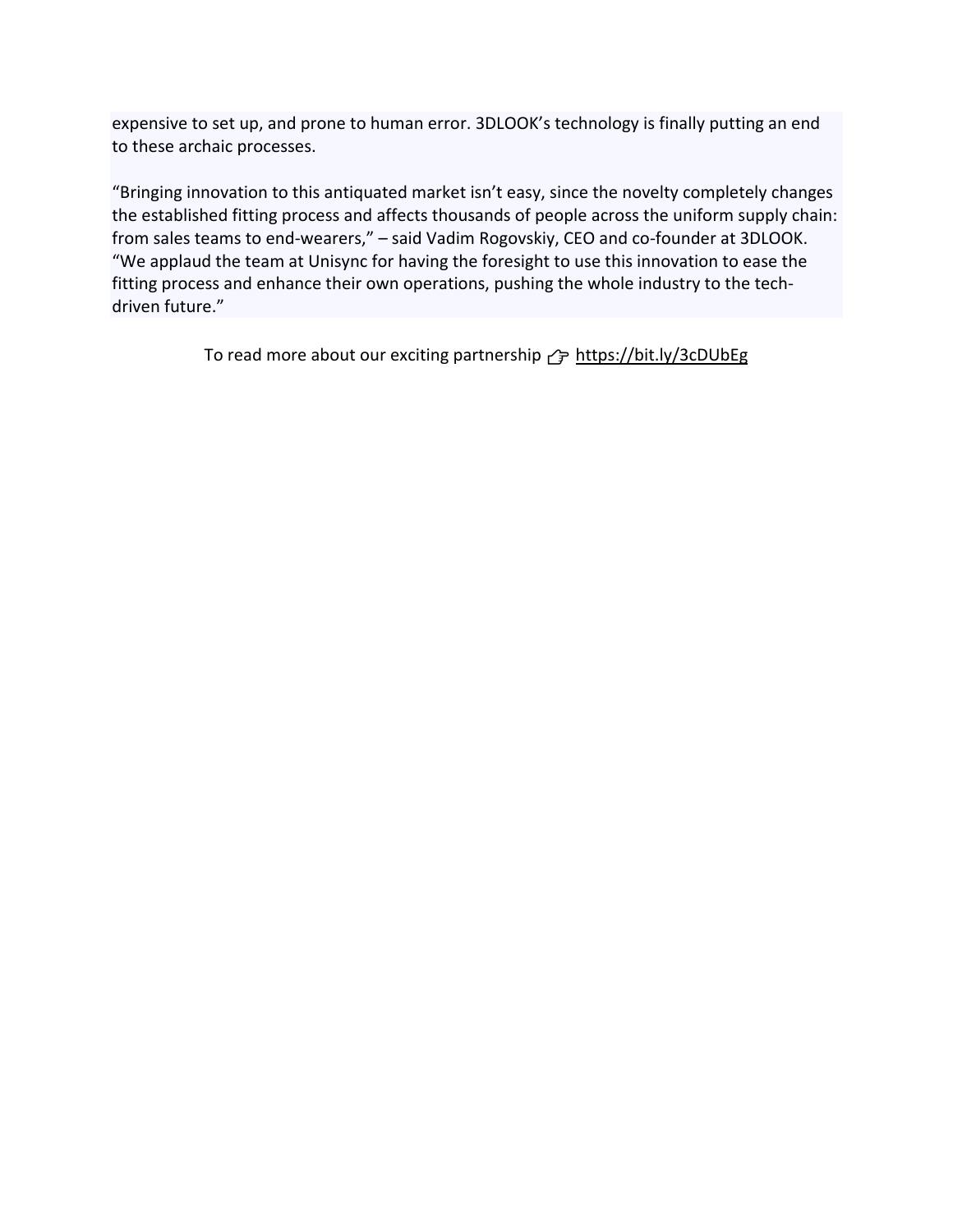expensive to set up, and prone to human error. 3DLOOK's technology is finally putting an end to these archaic processes.

"Bringing innovation to this antiquated market isn't easy, since the novelty completely changes the established fitting process and affects thousands of people across the uniform supply chain: from sales teams to end-wearers," – said Vadim Rogovskiy, CEO and co-founder at 3DLOOK. "We applaud the team at Unisync for having the foresight to use this innovation to ease the fitting process and enhance their own operations, pushing the whole industry to the tech-driven future."

To read more about our exciting partnership 👉 https://bit.ly/3cDUbEg